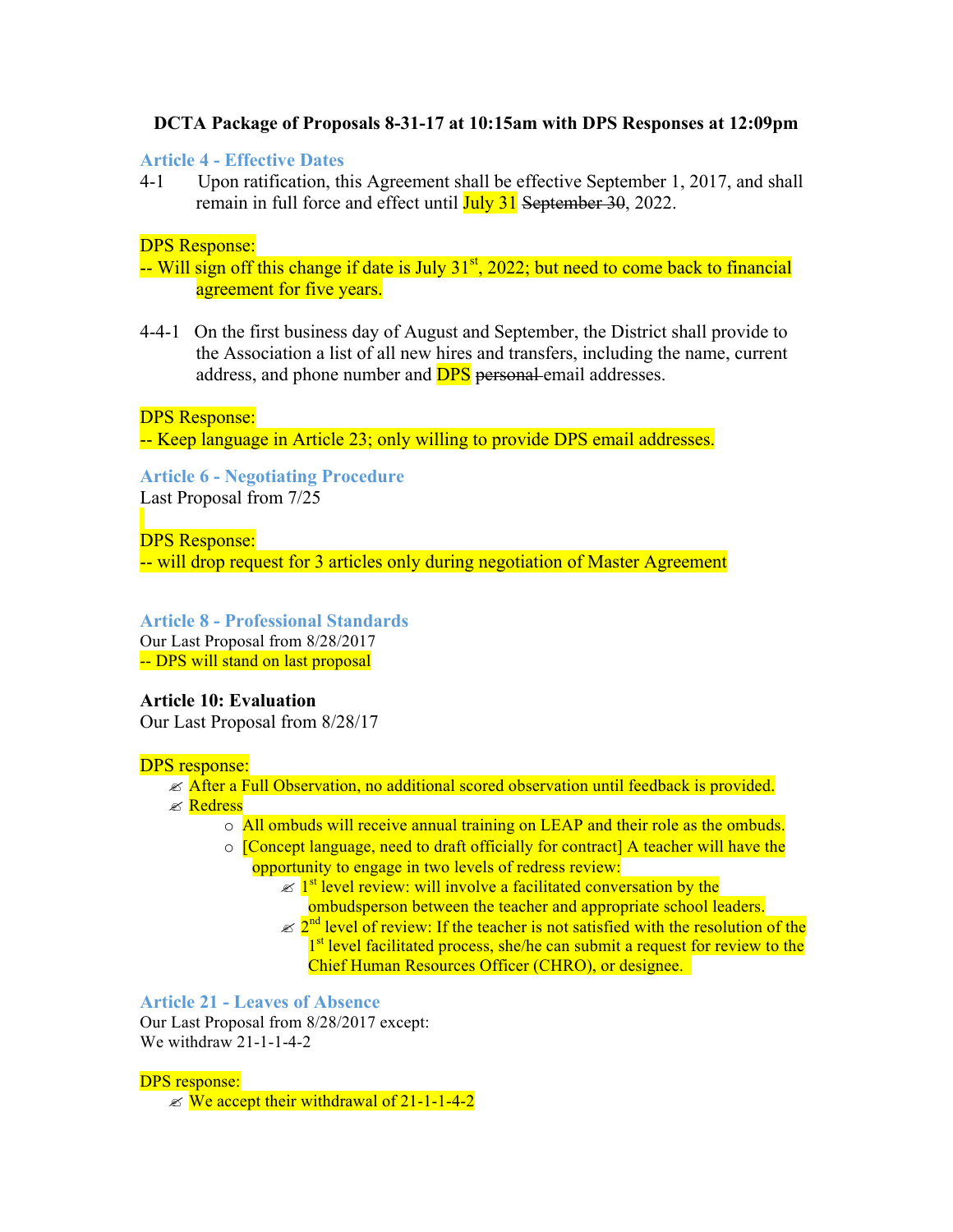**DCTA Package of Proposals 8-31-17 at 10:15am with DPS Responses at 12:09pm**

## Article 4 - Effective Dates

4-1 Upon ratification, this Agreement shall be effective September 1, 2017, and shall remain in full force and effect until July 31 ~~September 30~~, 2022.

DPS Response:
-- Will sign off this change if date is July 31st, 2022; but need to come back to financial agreement for five years.

4-4-1 On the first business day of August and September, the District shall provide to the Association a list of all new hires and transfers, including the name, current address, and phone number and DPS ~~personal~~ email addresses.

DPS Response:
-- Keep language in Article 23; only willing to provide DPS email addresses.

## Article 6 - Negotiating Procedure

Last Proposal from 7/25

DPS Response:
-- will drop request for 3 articles only during negotiation of Master Agreement

## Article 8 - Professional Standards

Our Last Proposal from 8/28/2017
-- DPS will stand on last proposal

## Article 10: Evaluation

Our Last Proposal from 8/28/17

DPS response:

- After a Full Observation, no additional scored observation until feedback is provided.
- Redress
  - All ombuds will receive annual training on LEAP and their role as the ombuds.
  - [Concept language, need to draft officially for contract] A teacher will have the opportunity to engage in two levels of redress review:
    - 1st level review: will involve a facilitated conversation by the ombudsperson between the teacher and appropriate school leaders.
    - 2nd level of review: If the teacher is not satisfied with the resolution of the 1st level facilitated process, she/he can submit a request for review to the Chief Human Resources Officer (CHRO), or designee.

## Article 21 - Leaves of Absence

Our Last Proposal from 8/28/2017 except:
We withdraw 21-1-1-4-2

DPS response:

- We accept their withdrawal of 21-1-1-4-2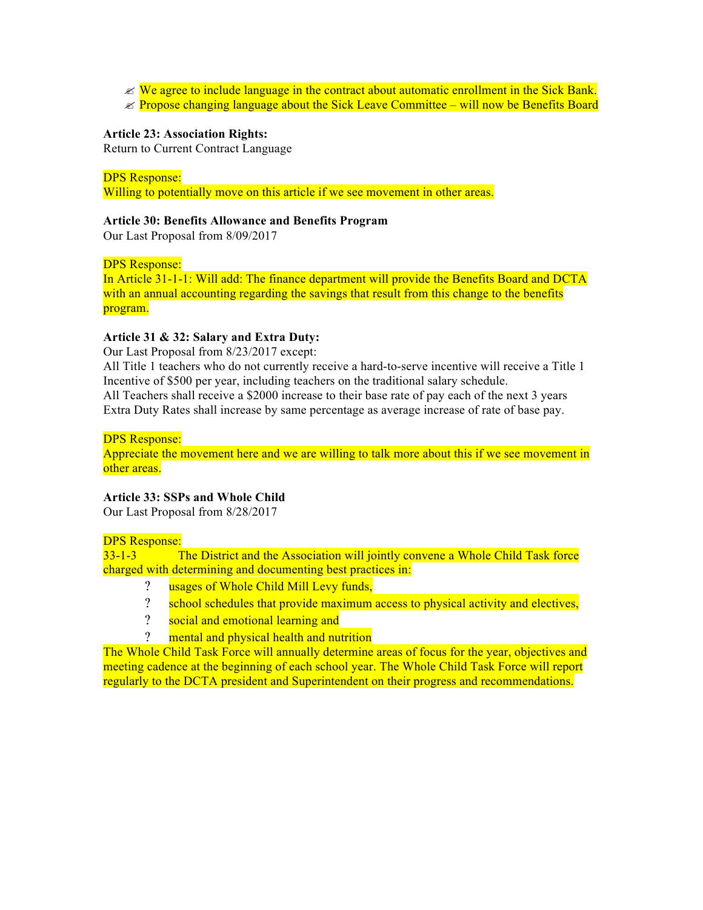- ✍ We agree to include language in the contract about automatic enrollment in the Sick Bank.
- ✍ Propose changing language about the Sick Leave Committee – will now be Benefits Board

**Article 23: Association Rights:**
Return to Current Contract Language

DPS Response:
Willing to potentially move on this article if we see movement in other areas.

**Article 30: Benefits Allowance and Benefits Program**
Our Last Proposal from 8/09/2017

DPS Response:
In Article 31-1-1: Will add: The finance department will provide the Benefits Board and DCTA with an annual accounting regarding the savings that result from this change to the benefits program.

**Article 31 & 32: Salary and Extra Duty:**
Our Last Proposal from 8/23/2017 except:
All Title 1 teachers who do not currently receive a hard-to-serve incentive will receive a Title 1 Incentive of $500 per year, including teachers on the traditional salary schedule.
All Teachers shall receive a $2000 increase to their base rate of pay each of the next 3 years
Extra Duty Rates shall increase by same percentage as average increase of rate of base pay.

DPS Response:
Appreciate the movement here and we are willing to talk more about this if we see movement in other areas.

**Article 33: SSPs and Whole Child**
Our Last Proposal from 8/28/2017

DPS Response:
33-1-3 The District and the Association will jointly convene a Whole Child Task force charged with determining and documenting best practices in:

- usages of Whole Child Mill Levy funds,
- school schedules that provide maximum access to physical activity and electives,
- social and emotional learning and
- mental and physical health and nutrition

The Whole Child Task Force will annually determine areas of focus for the year, objectives and meeting cadence at the beginning of each school year. The Whole Child Task Force will report regularly to the DCTA president and Superintendent on their progress and recommendations.